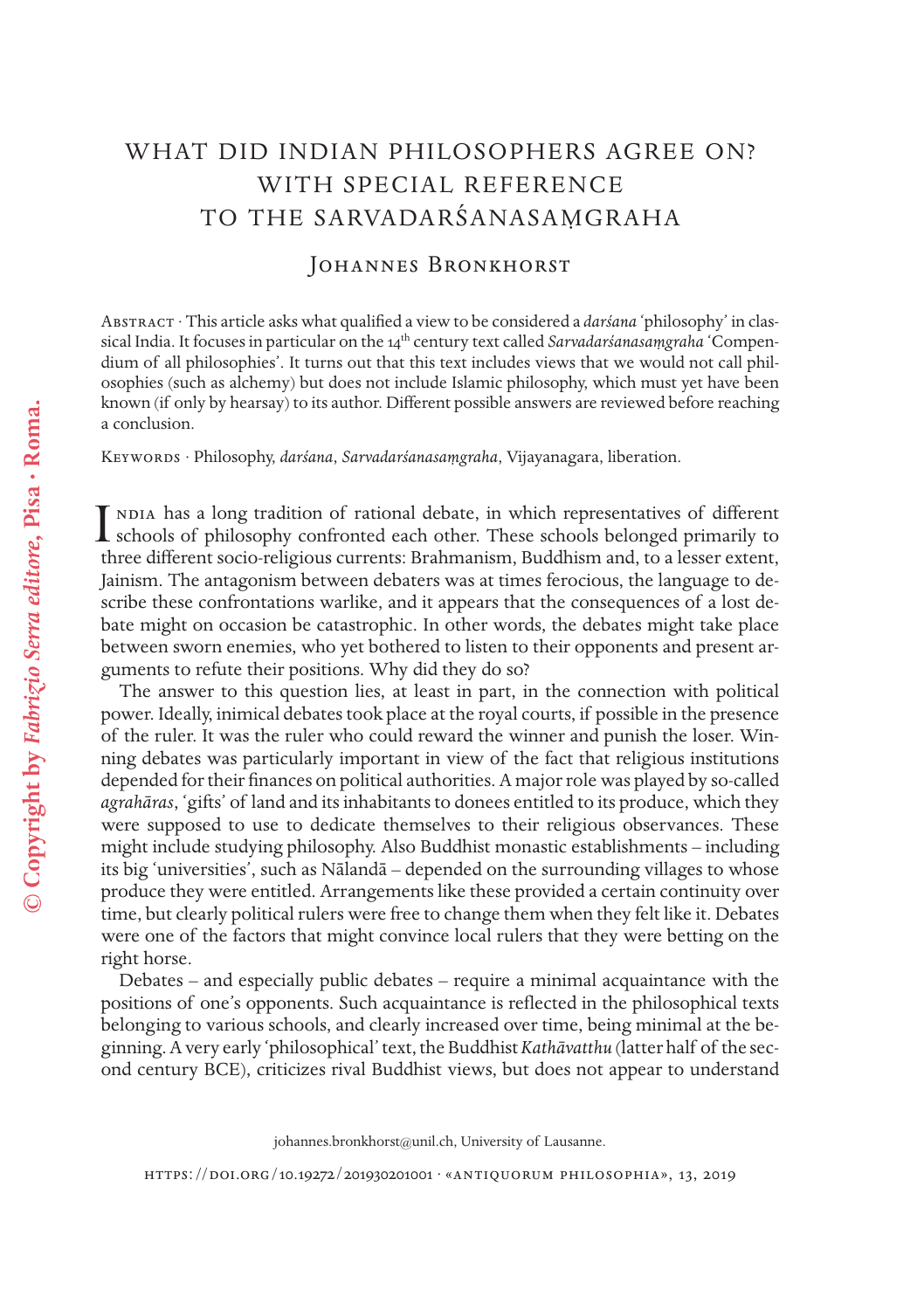# WHAT DID INDIAN PHILOSOPHERS AGREE ON? WITH SPECIAL REFERENCE TO THE SARVADARŚANASAṂGRAHA

## Johannes Bronkhorst

Abstract · This article asks what qualified a view to be considered a *darśana* 'philosophy' in classical India. It focuses in particular on the 14th century text called *Sarvadarśanasaṃgraha* 'Compendium of all philosophies'. It turns out that this text includes views that we would not call philosophies (such as alchemy) but does not include Islamic philosophy, which must yet have been known (if only by hearsay) to its author. Different possible answers are reviewed before reaching a conclusion.

Keywords · Philosophy, *darśana*, *Sarvadarśanasaṃgraha*, Vijayanagara, liberation.

India has a long tradition of rational debate, in which representatives of different schools of philosophy confronted each other. These schools belonged primarily to three different socio-religious currents: Brahmanism, Buddhism and, to a lesser extent, Jainism. The antagonism between debaters was at times ferocious, the language to describe these confrontations warlike, and it appears that the consequences of a lost debate might on occasion be catastrophic. In other words, the debates might take place between sworn enemies, who yet bothered to listen to their opponents and present arguments to refute their positions. Why did they do so?

The answer to this question lies, at least in part, in the connection with political power. Ideally, inimical debates took place at the royal courts, if possible in the presence of the ruler. It was the ruler who could reward the winner and punish the loser. Winning debates was particularly important in view of the fact that religious institutions depended for their finances on political authorities. A major role was played by so-called *agrahāras*, 'gifts' of land and its inhabitants to donees entitled to its produce, which they were supposed to use to dedicate themselves to their religious observances. These might include studying philosophy. Also Buddhist monastic establishments – including its big 'universities', such as Nālandā – depended on the surrounding villages to whose produce they were entitled. Arrangements like these provided a certain continuity over time, but clearly political rulers were free to change them when they felt like it. Debates were one of the factors that might convince local rulers that they were betting on the right horse.

Debates – and especially public debates – require a minimal acquaintance with the positions of one's opponents. Such acquaintance is reflected in the philosophical texts belonging to various schools, and clearly increased over time, being minimal at the beginning. A very early 'philosophical' text, the Buddhist *Kathāvatthu* (latter half of the second century BCE), criticizes rival Buddhist views, but does not appear to understand

johannes.bronkhorst@unil.ch, University of Lausanne.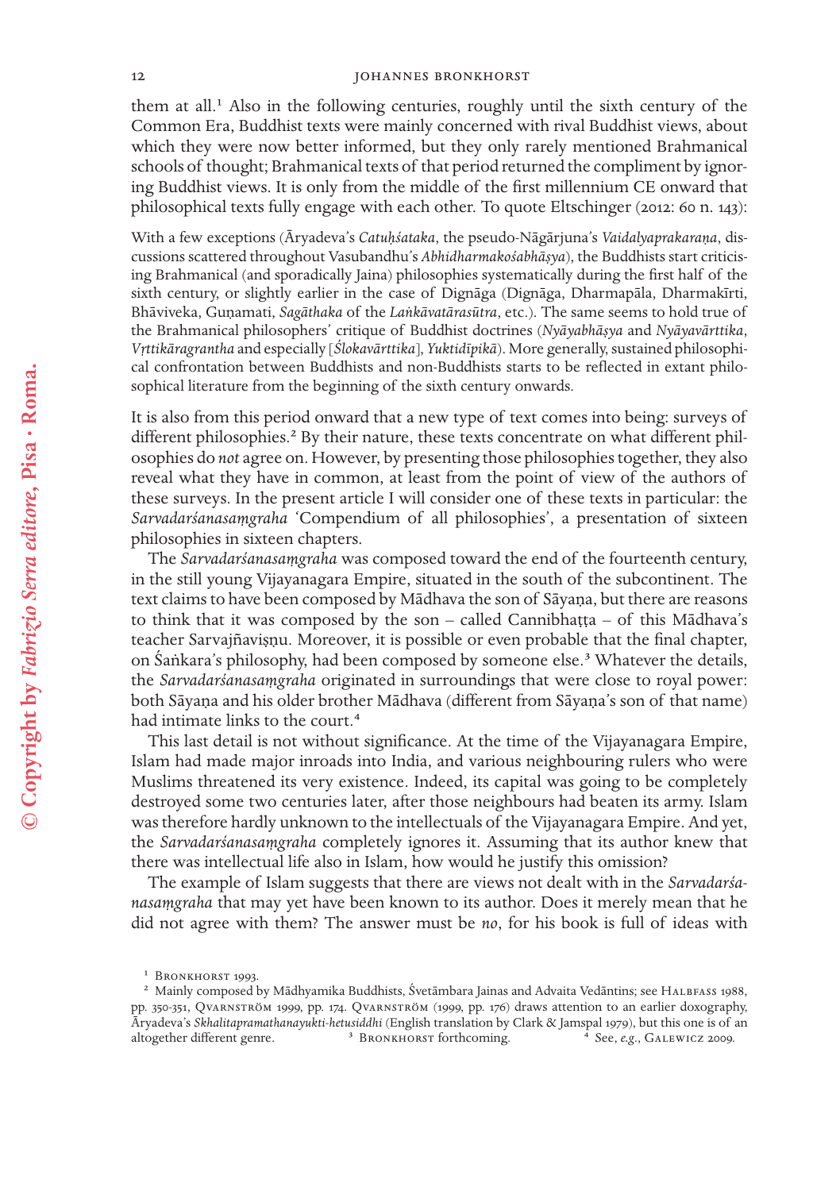them at all.[1] Also in the following centuries, roughly until the sixth century of the Common Era, Buddhist texts were mainly concerned with rival Buddhist views, about which they were now better informed, but they only rarely mentioned Brahmanical schools of thought; Brahmanical texts of that period returned the compliment by ignoring Buddhist views. It is only from the middle of the first millennium CE onward that philosophical texts fully engage with each other. To quote Eltschinger (2012: 60 n. 143):

> With a few exceptions (Āryadeva's *Catuḥśataka*, the pseudo-Nāgārjuna's *Vaidalyaprakaraṇa*, discussions scattered throughout Vasubandhu's *Abhidharmakośabhāṣya*), the Buddhists start criticising Brahmanical (and sporadically Jaina) philosophies systematically during the first half of the sixth century, or slightly earlier in the case of Dignāga (Dignāga, Dharmapāla, Dharmakīrti, Bhāviveka, Guṇamati, *Sagāthaka* of the *Laṅkāvatārasūtra*, etc.). The same seems to hold true of the Brahmanical philosophers' critique of Buddhist doctrines (*Nyāyabhāṣya* and *Nyāyavārttika*, *Vṛttikāragrantha* and especially [*Ślokavārttika*], *Yuktidīpikā*). More generally, sustained philosophical confrontation between Buddhists and non-Buddhists starts to be reflected in extant philosophical literature from the beginning of the sixth century onwards.

It is also from this period onward that a new type of text comes into being: surveys of different philosophies.[2] By their nature, these texts concentrate on what different philosophies do *not* agree on. However, by presenting those philosophies together, they also reveal what they have in common, at least from the point of view of the authors of these surveys. In the present article I will consider one of these texts in particular: the *Sarvadarśanasaṃgraha* 'Compendium of all philosophies', a presentation of sixteen philosophies in sixteen chapters.

The *Sarvadarśanasaṃgraha* was composed toward the end of the fourteenth century, in the still young Vijayanagara Empire, situated in the south of the subcontinent. The text claims to have been composed by Mādhava the son of Sāyaṇa, but there are reasons to think that it was composed by the son – called Cannibhaṭṭa – of this Mādhava's teacher Sarvajñaviṣṇu. Moreover, it is possible or even probable that the final chapter, on Śaṅkara's philosophy, had been composed by someone else.[3] Whatever the details, the *Sarvadarśanasaṃgraha* originated in surroundings that were close to royal power: both Sāyaṇa and his older brother Mādhava (different from Sāyaṇa's son of that name) had intimate links to the court.[4]

This last detail is not without significance. At the time of the Vijayanagara Empire, Islam had made major inroads into India, and various neighbouring rulers who were Muslims threatened its very existence. Indeed, its capital was going to be completely destroyed some two centuries later, after those neighbours had beaten its army. Islam was therefore hardly unknown to the intellectuals of the Vijayanagara Empire. And yet, the *Sarvadarśanasaṃgraha* completely ignores it. Assuming that its author knew that there was intellectual life also in Islam, how would he justify this omission?

The example of Islam suggests that there are views not dealt with in the *Sarvadarśanasaṃgraha* that may yet have been known to its author. Does it merely mean that he did not agree with them? The answer must be *no*, for his book is full of ideas with

---

[1] Bronkhorst 1993.

[2] Mainly composed by Mādhyamika Buddhists, Śvetāmbara Jainas and Advaita Vedāntins; see Halbfass 1988, pp. 350-351, Qvarnström 1999, pp. 174. Qvarnström (1999, pp. 176) draws attention to an earlier doxography, Āryadeva's *Skhalitapramathanayukti-hetusiddhi* (English translation by Clark & Jamspal 1979), but this one is of an altogether different genre.

[3] Bronkhorst forthcoming.

[4] See, *e.g.*, Galewicz 2009.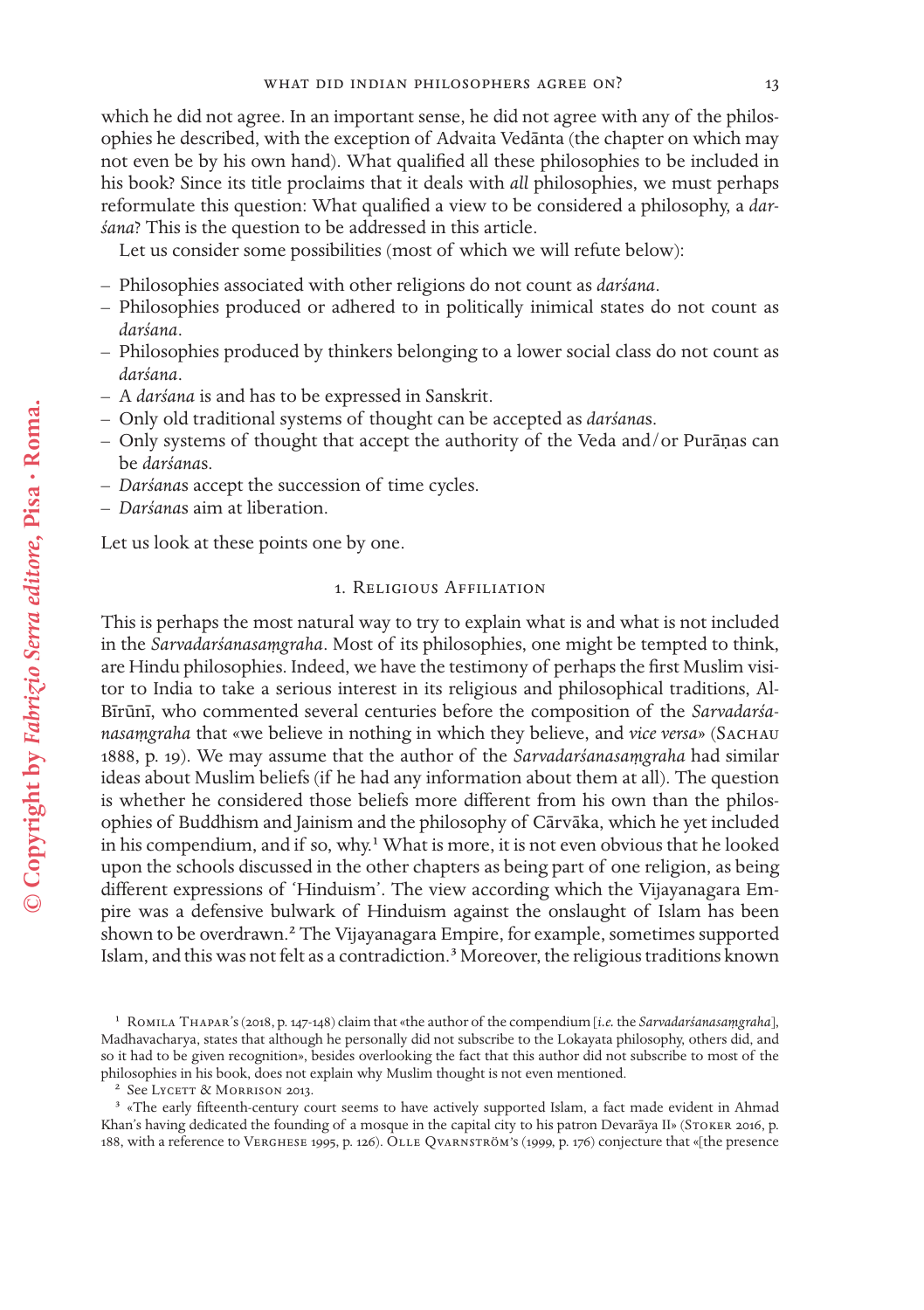which he did not agree. In an important sense, he did not agree with any of the philosophies he described, with the exception of Advaita Vedānta (the chapter on which may not even be by his own hand). What qualified all these philosophies to be included in his book? Since its title proclaims that it deals with *all* philosophies, we must perhaps reformulate this question: What qualified a view to be considered a philosophy, a *darśana*? This is the question to be addressed in this article.

Let us consider some possibilities (most of which we will refute below):

- Philosophies associated with other religions do not count as *darśana*.
- Philosophies produced or adhered to in politically inimical states do not count as *darśana*.
- Philosophies produced by thinkers belonging to a lower social class do not count as *darśana*.
- A *darśana* is and has to be expressed in Sanskrit.
- Only old traditional systems of thought can be accepted as *darśana*s.
- Only systems of thought that accept the authority of the Veda and/or Purāṇas can be *darśana*s.
- *Darśana*s accept the succession of time cycles.
- *Darśana*s aim at liberation.

Let us look at these points one by one.

## 1. Religious Affiliation

This is perhaps the most natural way to try to explain what is and what is not included in the *Sarvadarśanasaṃgraha*. Most of its philosophies, one might be tempted to think, are Hindu philosophies. Indeed, we have the testimony of perhaps the first Muslim visitor to India to take a serious interest in its religious and philosophical traditions, Al-Bīrūnī, who commented several centuries before the composition of the *Sarvadarśanasaṃgraha* that «we believe in nothing in which they believe, and *vice versa*» (Sachau 1888, p. 19). We may assume that the author of the *Sarvadarśanasaṃgraha* had similar ideas about Muslim beliefs (if he had any information about them at all). The question is whether he considered those beliefs more different from his own than the philosophies of Buddhism and Jainism and the philosophy of Cārvāka, which he yet included in his compendium, and if so, why.[1] What is more, it is not even obvious that he looked upon the schools discussed in the other chapters as being part of one religion, as being different expressions of 'Hinduism'. The view according which the Vijayanagara Empire was a defensive bulwark of Hinduism against the onslaught of Islam has been shown to be overdrawn.[2] The Vijayanagara Empire, for example, sometimes supported Islam, and this was not felt as a contradiction.[3] Moreover, the religious traditions known

[1] Romila Thapar's (2018, p. 147-148) claim that «the author of the compendium [*i.e.* the *Sarvadarśanasaṃgraha*], Madhavacharya, states that although he personally did not subscribe to the Lokayata philosophy, others did, and so it had to be given recognition», besides overlooking the fact that this author did not subscribe to most of the philosophies in his book, does not explain why Muslim thought is not even mentioned.

[2] See Lycett & Morrison 2013.

[3] «The early fifteenth-century court seems to have actively supported Islam, a fact made evident in Ahmad Khan's having dedicated the founding of a mosque in the capital city to his patron Devarāya II» (Stoker 2016, p. 188, with a reference to Verghese 1995, p. 126). Olle Qvarnström's (1999, p. 176) conjecture that «[the presence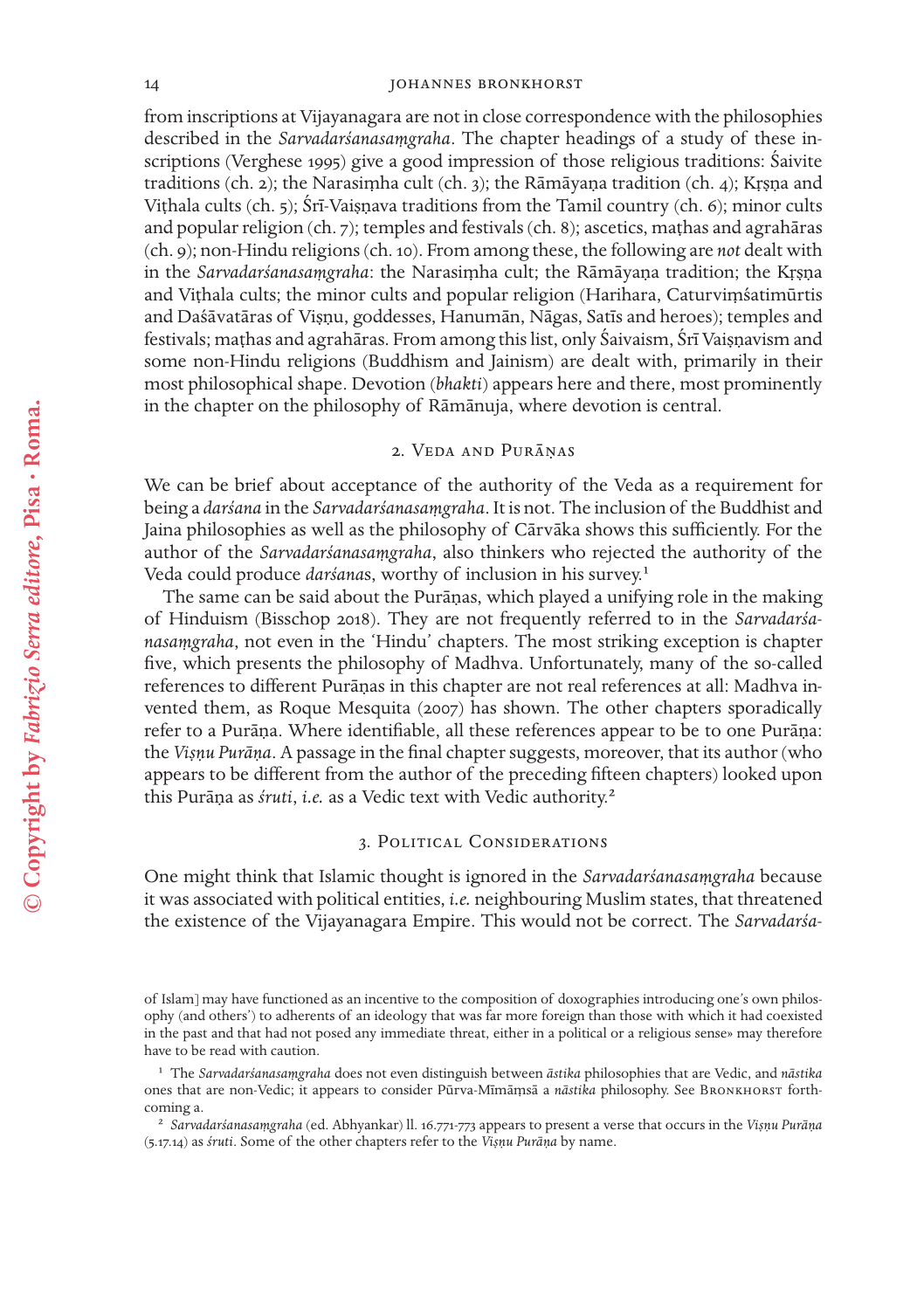from inscriptions at Vijayanagara are not in close correspondence with the philosophies described in the *Sarvadarśanasaṃgraha*. The chapter headings of a study of these inscriptions (Verghese 1995) give a good impression of those religious traditions: Śaivite traditions (ch. 2); the Narasiṃha cult (ch. 3); the Rāmāyaṇa tradition (ch. 4); Kṛṣṇa and Viṭhala cults (ch. 5); Śrī-Vaiṣṇava traditions from the Tamil country (ch. 6); minor cults and popular religion (ch. 7); temples and festivals (ch. 8); ascetics, maṭhas and agrahāras (ch. 9); non-Hindu religions (ch. 10). From among these, the following are *not* dealt with in the *Sarvadarśanasaṃgraha*: the Narasiṃha cult; the Rāmāyaṇa tradition; the Kṛṣṇa and Viṭhala cults; the minor cults and popular religion (Harihara, Caturviṃśatimūrtis and Daśāvatāras of Viṣṇu, goddesses, Hanumān, Nāgas, Satīs and heroes); temples and festivals; maṭhas and agrahāras. From among this list, only Śaivaism, Śrī Vaiṣṇavism and some non-Hindu religions (Buddhism and Jainism) are dealt with, primarily in their most philosophical shape. Devotion (*bhakti*) appears here and there, most prominently in the chapter on the philosophy of Rāmānuja, where devotion is central.

## 2. Veda and Purāṇas

We can be brief about acceptance of the authority of the Veda as a requirement for being a *darśana* in the *Sarvadarśanasaṃgraha*. It is not. The inclusion of the Buddhist and Jaina philosophies as well as the philosophy of Cārvāka shows this sufficiently. For the author of the *Sarvadarśanasaṃgraha*, also thinkers who rejected the authority of the Veda could produce *darśana*s, worthy of inclusion in his survey.[1]

The same can be said about the Purāṇas, which played a unifying role in the making of Hinduism (Bisschop 2018). They are not frequently referred to in the *Sarvadarśanasaṃgraha*, not even in the 'Hindu' chapters. The most striking exception is chapter five, which presents the philosophy of Madhva. Unfortunately, many of the so-called references to different Purāṇas in this chapter are not real references at all: Madhva invented them, as Roque Mesquita (2007) has shown. The other chapters sporadically refer to a Purāṇa. Where identifiable, all these references appear to be to one Purāṇa: the *Viṣṇu Purāṇa*. A passage in the final chapter suggests, moreover, that its author (who appears to be different from the author of the preceding fifteen chapters) looked upon this Purāṇa as *śruti*, *i.e.* as a Vedic text with Vedic authority.[2]

## 3. Political Considerations

One might think that Islamic thought is ignored in the *Sarvadarśanasaṃgraha* because it was associated with political entities, *i.e.* neighbouring Muslim states, that threatened the existence of the Vijayanagara Empire. This would not be correct. The *Sarvadarśa-*

---

of Islam] may have functioned as an incentive to the composition of doxographies introducing one's own philosophy (and others') to adherents of an ideology that was far more foreign than those with which it had coexisted in the past and that had not posed any immediate threat, either in a political or a religious sense» may therefore have to be read with caution.

[1] The *Sarvadarśanasaṃgraha* does not even distinguish between *āstika* philosophies that are Vedic, and *nāstika* ones that are non-Vedic; it appears to consider Pūrva-Mīmāṃsā a *nāstika* philosophy. See Bronkhorst forthcoming a.

[2] *Sarvadarśanasaṃgraha* (ed. Abhyankar) ll. 16.771-773 appears to present a verse that occurs in the *Viṣṇu Purāṇa* (5.17.14) as *śruti*. Some of the other chapters refer to the *Viṣṇu Purāṇa* by name.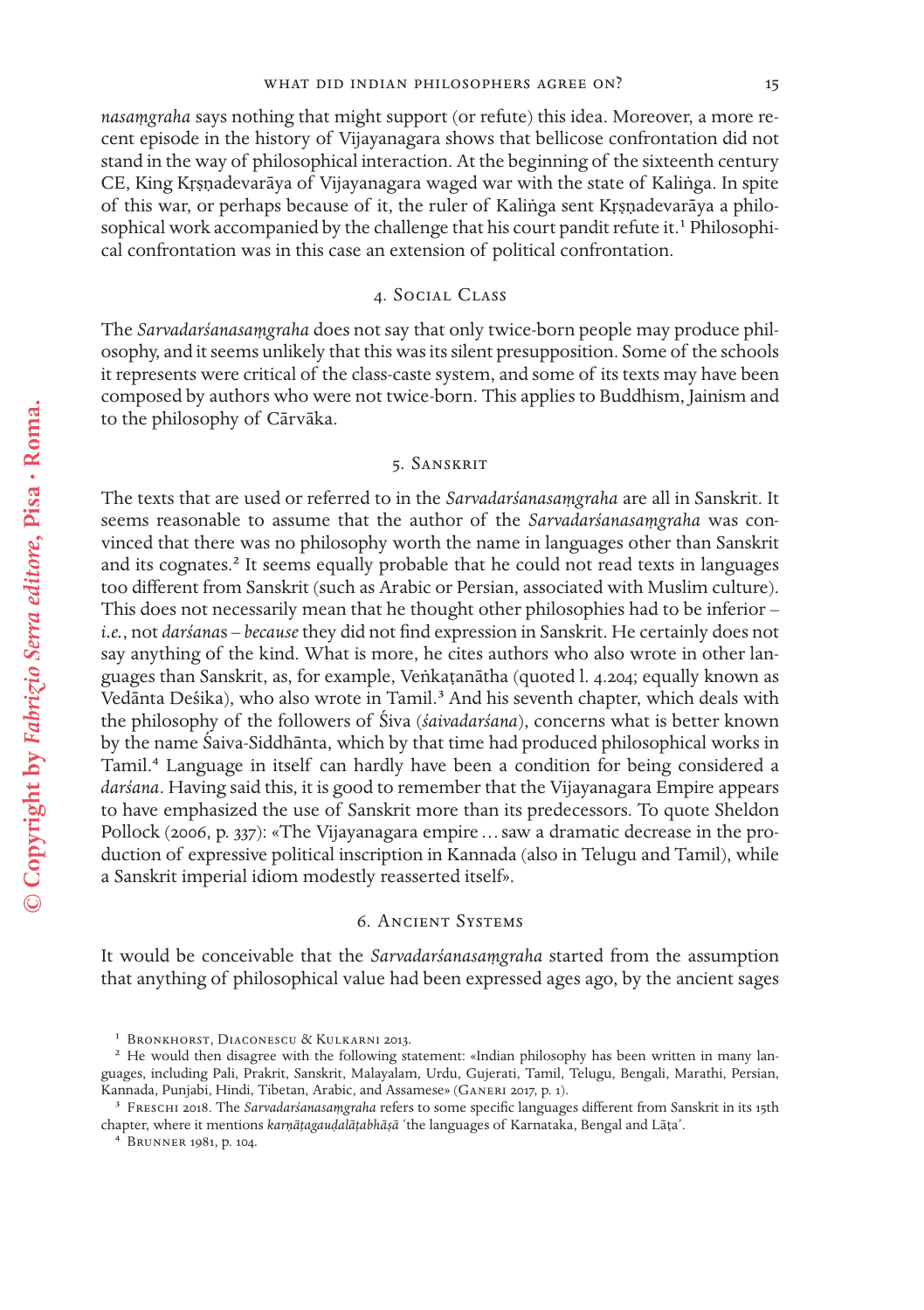*nasaṃgraha* says nothing that might support (or refute) this idea. Moreover, a more recent episode in the history of Vijayanagara shows that bellicose confrontation did not stand in the way of philosophical interaction. At the beginning of the sixteenth century CE, King Kṛṣṇadevarāya of Vijayanagara waged war with the state of Kaliṅga. In spite of this war, or perhaps because of it, the ruler of Kaliṅga sent Kṛṣṇadevarāya a philosophical work accompanied by the challenge that his court pandit refute it.[1] Philosophical confrontation was in this case an extension of political confrontation.

## 4. Social Class

The *Sarvadarśanasaṃgraha* does not say that only twice-born people may produce philosophy, and it seems unlikely that this was its silent presupposition. Some of the schools it represents were critical of the class-caste system, and some of its texts may have been composed by authors who were not twice-born. This applies to Buddhism, Jainism and to the philosophy of Cārvāka.

## 5. Sanskrit

The texts that are used or referred to in the *Sarvadarśanasaṃgraha* are all in Sanskrit. It seems reasonable to assume that the author of the *Sarvadarśanasaṃgraha* was convinced that there was no philosophy worth the name in languages other than Sanskrit and its cognates.[2] It seems equally probable that he could not read texts in languages too different from Sanskrit (such as Arabic or Persian, associated with Muslim culture). This does not necessarily mean that he thought other philosophies had to be inferior – *i.e.*, not *darśanas* – *because* they did not find expression in Sanskrit. He certainly does not say anything of the kind. What is more, he cites authors who also wrote in other languages than Sanskrit, as, for example, Veṅkaṭanātha (quoted l. 4.204; equally known as Vedānta Deśika), who also wrote in Tamil.[3] And his seventh chapter, which deals with the philosophy of the followers of Śiva (*śaivadarśana*), concerns what is better known by the name Śaiva-Siddhānta, which by that time had produced philosophical works in Tamil.[4] Language in itself can hardly have been a condition for being considered a *darśana*. Having said this, it is good to remember that the Vijayanagara Empire appears to have emphasized the use of Sanskrit more than its predecessors. To quote Sheldon Pollock (2006, p. 337): «The Vijayanagara empire ... saw a dramatic decrease in the production of expressive political inscription in Kannada (also in Telugu and Tamil), while a Sanskrit imperial idiom modestly reasserted itself».

## 6. Ancient Systems

It would be conceivable that the *Sarvadarśanasaṃgraha* started from the assumption that anything of philosophical value had been expressed ages ago, by the ancient sages

---

[1] Bronkhorst, Diaconescu & Kulkarni 2013.

[2] He would then disagree with the following statement: «Indian philosophy has been written in many languages, including Pali, Prakrit, Sanskrit, Malayalam, Urdu, Gujerati, Tamil, Telugu, Bengali, Marathi, Persian, Kannada, Punjabi, Hindi, Tibetan, Arabic, and Assamese» (Ganeri 2017, p. 1).

[3] Freschi 2018. The *Sarvadarśanasaṃgraha* refers to some specific languages different from Sanskrit in its 15th chapter, where it mentions *karṇāṭagauḍalāṭabhāṣā* 'the languages of Karnataka, Bengal and Lāṭa'.

[4] Brunner 1981, p. 104.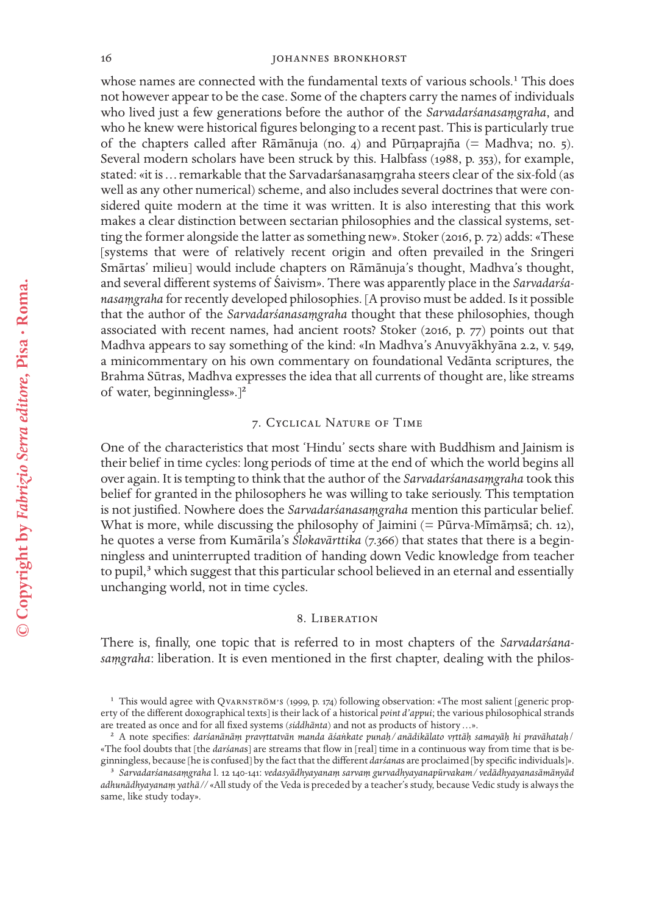whose names are connected with the fundamental texts of various schools.[1] This does not however appear to be the case. Some of the chapters carry the names of individuals who lived just a few generations before the author of the *Sarvadarśanasaṃgraha*, and who he knew were historical figures belonging to a recent past. This is particularly true of the chapters called after Rāmānuja (no. 4) and Pūrṇaprajña (= Madhva; no. 5). Several modern scholars have been struck by this. Halbfass (1988, p. 353), for example, stated: «it is … remarkable that the Sarvadarśanasaṃgraha steers clear of the six-fold (as well as any other numerical) scheme, and also includes several doctrines that were considered quite modern at the time it was written. It is also interesting that this work makes a clear distinction between sectarian philosophies and the classical systems, setting the former alongside the latter as something new». Stoker (2016, p. 72) adds: «These [systems that were of relatively recent origin and often prevailed in the Sringeri Smārtas' milieu] would include chapters on Rāmānuja's thought, Madhva's thought, and several different systems of Śaivism». There was apparently place in the *Sarvadarśanasaṃgraha* for recently developed philosophies. [A proviso must be added. Is it possible that the author of the *Sarvadarśanasaṃgraha* thought that these philosophies, though associated with recent names, had ancient roots? Stoker (2016, p. 77) points out that Madhva appears to say something of the kind: «In Madhva's Anuvyākhyāna 2.2, v. 549, a minicommentary on his own commentary on foundational Vedānta scriptures, the Brahma Sūtras, Madhva expresses the idea that all currents of thought are, like streams of water, beginningless».][2]

## 7. Cyclical Nature of Time

One of the characteristics that most 'Hindu' sects share with Buddhism and Jainism is their belief in time cycles: long periods of time at the end of which the world begins all over again. It is tempting to think that the author of the *Sarvadarśanasaṃgraha* took this belief for granted in the philosophers he was willing to take seriously. This temptation is not justified. Nowhere does the *Sarvadarśanasaṃgraha* mention this particular belief. What is more, while discussing the philosophy of Jaimini (= Pūrva-Mīmāṃsā; ch. 12), he quotes a verse from Kumārila's *Ślokavārttika* (7.366) that states that there is a beginningless and uninterrupted tradition of handing down Vedic knowledge from teacher to pupil,[3] which suggest that this particular school believed in an eternal and essentially unchanging world, not in time cycles.

## 8. Liberation

There is, finally, one topic that is referred to in most chapters of the *Sarvadarśanasaṃgraha*: liberation. It is even mentioned in the first chapter, dealing with the philos-

---

[1] This would agree with Qvarnström's (1999, p. 174) following observation: «The most salient [generic property of the different doxographical texts] is their lack of a historical *point d'appui*; the various philosophical strands are treated as once and for all fixed systems (*siddhānta*) and not as products of history …».

[2] A note specifies: *darśanānāṃ pravṛttatvān manda āśaṅkate punaḥ / anādikālato vṛttāḥ samayāḥ hi pravāhataḥ /* «The fool doubts that [the *darśanas*] are streams that flow in [real] time in a continuous way from time that is beginningless, because [he is confused] by the fact that the different *darśanas* are proclaimed [by specific individuals]».

[3] *Sarvadarśanasaṃgraha* l. 12 140-141: *vedasyādhyayanaṃ sarvaṃ gurvadhyayanapūrvakam / vedādhyayanasāmānyād adhunādhyayanaṃ yathā //* «All study of the Veda is preceded by a teacher's study, because Vedic study is always the same, like study today».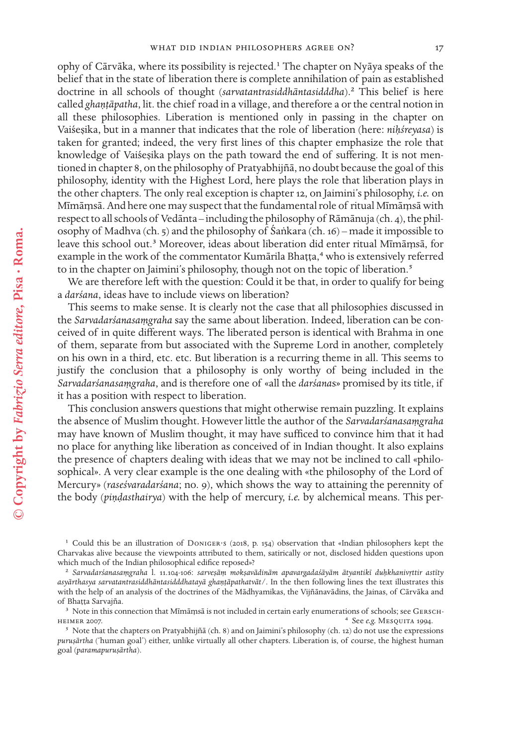ophy of Cārvāka, where its possibility is rejected.[1] The chapter on Nyāya speaks of the belief that in the state of liberation there is complete annihilation of pain as established doctrine in all schools of thought (*sarvatantrasiddhāntasidddha*).[2] This belief is here called *ghaṇṭāpatha*, lit. the chief road in a village, and therefore a or the central notion in all these philosophies. Liberation is mentioned only in passing in the chapter on Vaiśeṣika, but in a manner that indicates that the role of liberation (here: *niḥśreyasa*) is taken for granted; indeed, the very first lines of this chapter emphasize the role that knowledge of Vaiśeṣika plays on the path toward the end of suffering. It is not mentioned in chapter 8, on the philosophy of Pratyabhijñā, no doubt because the goal of this philosophy, identity with the Highest Lord, here plays the role that liberation plays in the other chapters. The only real exception is chapter 12, on Jaimini's philosophy, *i.e.* on Mīmāṃsā. And here one may suspect that the fundamental role of ritual Mīmāṃsā with respect to all schools of Vedānta – including the philosophy of Rāmānuja (ch. 4), the philosophy of Madhva (ch. 5) and the philosophy of Śaṅkara (ch. 16) – made it impossible to leave this school out.[3] Moreover, ideas about liberation did enter ritual Mīmāṃsā, for example in the work of the commentator Kumārila Bhaṭṭa,[4] who is extensively referred to in the chapter on Jaimini's philosophy, though not on the topic of liberation.[5]

We are therefore left with the question: Could it be that, in order to qualify for being a *darśana*, ideas have to include views on liberation?

This seems to make sense. It is clearly not the case that all philosophies discussed in the *Sarvadarśanasaṃgraha* say the same about liberation. Indeed, liberation can be conceived of in quite different ways. The liberated person is identical with Brahma in one of them, separate from but associated with the Supreme Lord in another, completely on his own in a third, etc. etc. But liberation is a recurring theme in all. This seems to justify the conclusion that a philosophy is only worthy of being included in the *Sarvadarśanasaṃgraha*, and is therefore one of «all the *darśanas*» promised by its title, if it has a position with respect to liberation.

This conclusion answers questions that might otherwise remain puzzling. It explains the absence of Muslim thought. However little the author of the *Sarvadarśanasaṃgraha* may have known of Muslim thought, it may have sufficed to convince him that it had no place for anything like liberation as conceived of in Indian thought. It also explains the presence of chapters dealing with ideas that we may not be inclined to call «philosophical». A very clear example is the one dealing with «the philosophy of the Lord of Mercury» (*raseśvaradarśana*; no. 9), which shows the way to attaining the perennity of the body (*piṇḍasthairya*) with the help of mercury, *i.e.* by alchemical means. This per-

---

[1] Could this be an illustration of Doniger's (2018, p. 154) observation that «Indian philosophers kept the Charvakas alive because the viewpoints attributed to them, satirically or not, disclosed hidden questions upon which much of the Indian philosophical edifice reposed»?

[2] *Sarvadarśanasaṃgraha* l. 11.104-106: *sarveṣāṃ mokṣavādinām apavargadaśāyām ātyantikī duḥkhanivṛttir astīty asyārthasya sarvatantrasiddhāntasidddhatayā ghaṇṭāpathatvāt/*. In the then following lines the text illustrates this with the help of an analysis of the doctrines of the Mādhyamikas, the Vijñānavādins, the Jainas, of Cārvāka and of Bhaṭṭa Sarvajña.

[3] Note in this connection that Mīmāṃsā is not included in certain early enumerations of schools; see Gerschheimer 2007.

[4] See *e.g.* Mesquita 1994.

[5] Note that the chapters on Pratyabhijñā (ch. 8) and on Jaimini's philosophy (ch. 12) do not use the expressions *puruṣārtha* ('human goal') either, unlike virtually all other chapters. Liberation is, of course, the highest human goal (*paramapuruṣārtha*).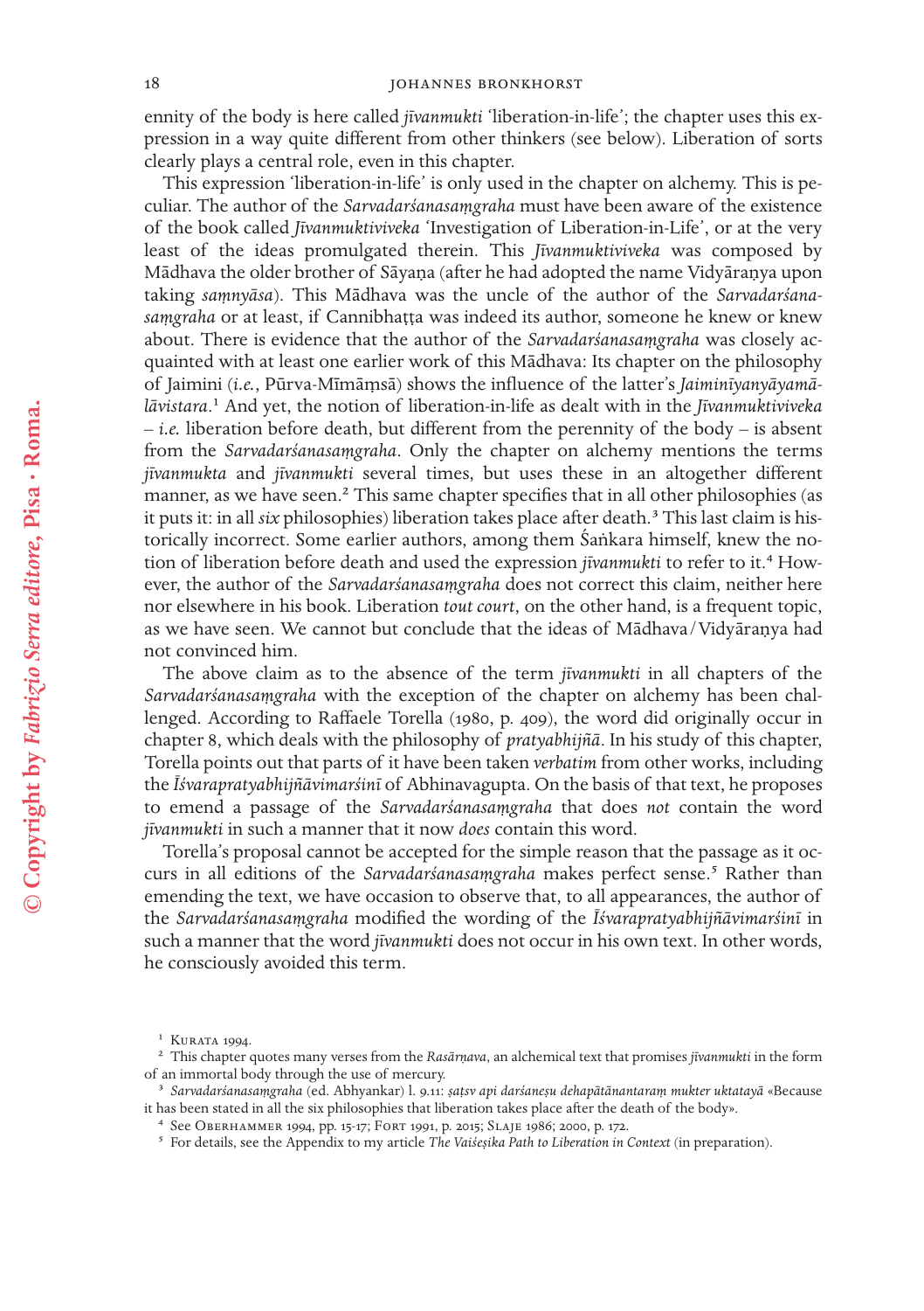ennity of the body is here called *jīvanmukti* 'liberation-in-life'; the chapter uses this expression in a way quite different from other thinkers (see below). Liberation of sorts clearly plays a central role, even in this chapter.

This expression 'liberation-in-life' is only used in the chapter on alchemy. This is peculiar. The author of the *Sarvadarśanasaṃgraha* must have been aware of the existence of the book called *Jīvanmuktiviveka* 'Investigation of Liberation-in-Life', or at the very least of the ideas promulgated therein. This *Jīvanmuktiviveka* was composed by Mādhava the older brother of Sāyaṇa (after he had adopted the name Vidyāraṇya upon taking *saṃnyāsa*). This Mādhava was the uncle of the author of the *Sarvadarśanasaṃgraha* or at least, if Cannibhaṭṭa was indeed its author, someone he knew or knew about. There is evidence that the author of the *Sarvadarśanasaṃgraha* was closely acquainted with at least one earlier work of this Mādhava: Its chapter on the philosophy of Jaimini (*i.e.*, Pūrva-Mīmāṃsā) shows the influence of the latter's *Jaiminīyanyāyamālāvistara*.[1] And yet, the notion of liberation-in-life as dealt with in the *Jīvanmuktiviveka* – *i.e.* liberation before death, but different from the perennity of the body – is absent from the *Sarvadarśanasaṃgraha*. Only the chapter on alchemy mentions the terms *jīvanmukta* and *jīvanmukti* several times, but uses these in an altogether different manner, as we have seen.[2] This same chapter specifies that in all other philosophies (as it puts it: in all *six* philosophies) liberation takes place after death.[3] This last claim is historically incorrect. Some earlier authors, among them Śaṅkara himself, knew the notion of liberation before death and used the expression *jīvanmukti* to refer to it.[4] However, the author of the *Sarvadarśanasaṃgraha* does not correct this claim, neither here nor elsewhere in his book. Liberation *tout court*, on the other hand, is a frequent topic, as we have seen. We cannot but conclude that the ideas of Mādhava/Vidyāraṇya had not convinced him.

The above claim as to the absence of the term *jīvanmukti* in all chapters of the *Sarvadarśanasaṃgraha* with the exception of the chapter on alchemy has been challenged. According to Raffaele Torella (1980, p. 409), the word did originally occur in chapter 8, which deals with the philosophy of *pratyabhijñā*. In his study of this chapter, Torella points out that parts of it have been taken *verbatim* from other works, including the *Īśvarapratyabhijñāvimarśinī* of Abhinavagupta. On the basis of that text, he proposes to emend a passage of the *Sarvadarśanasaṃgraha* that does *not* contain the word *jīvanmukti* in such a manner that it now *does* contain this word.

Torella's proposal cannot be accepted for the simple reason that the passage as it occurs in all editions of the *Sarvadarśanasaṃgraha* makes perfect sense.[5] Rather than emending the text, we have occasion to observe that, to all appearances, the author of the *Sarvadarśanasaṃgraha* modified the wording of the *Īśvarapratyabhijñāvimarśinī* in such a manner that the word *jīvanmukti* does not occur in his own text. In other words, he consciously avoided this term.

---

[1] Kurata 1994.

[2] This chapter quotes many verses from the *Rasārṇava*, an alchemical text that promises *jīvanmukti* in the form of an immortal body through the use of mercury.

[3] *Sarvadarśanasaṃgraha* (ed. Abhyankar) l. 9.11: *ṣaṭsv api darśaneṣu dehapātānantaraṃ mukter uktatayā* «Because it has been stated in all the six philosophies that liberation takes place after the death of the body».

[4] See Oberhammer 1994, pp. 15-17; Fort 1991, p. 2015; Slaje 1986; 2000, p. 172.

[5] For details, see the Appendix to my article *The Vaiśeṣika Path to Liberation in Context* (in preparation).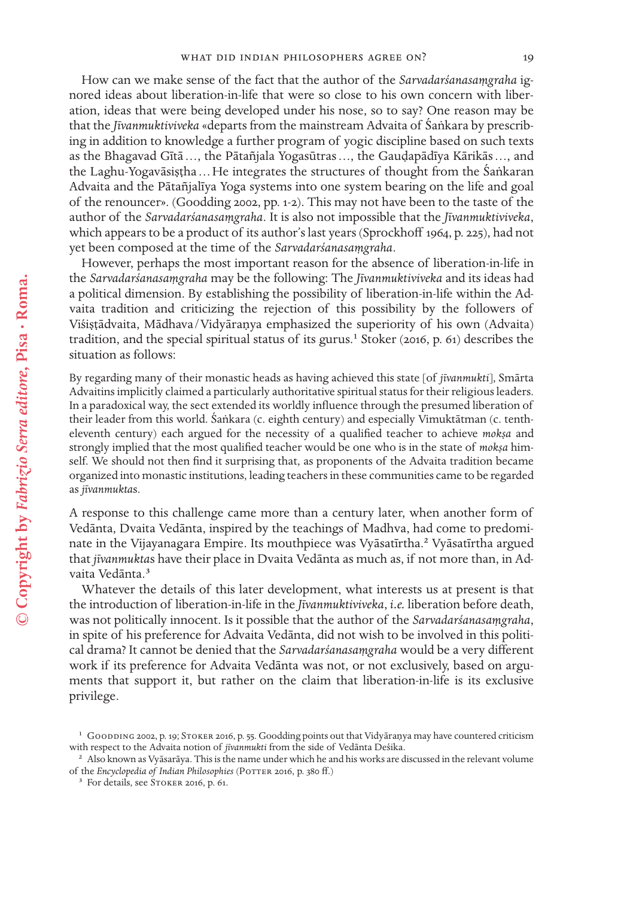How can we make sense of the fact that the author of the *Sarvadarśanasaṃgraha* ignored ideas about liberation-in-life that were so close to his own concern with liberation, ideas that were being developed under his nose, so to say? One reason may be that the *Jīvanmuktiviveka* «departs from the mainstream Advaita of Śaṅkara by prescribing in addition to knowledge a further program of yogic discipline based on such texts as the Bhagavad Gītā ..., the Pātañjala Yogasūtras ..., the Gauḍapādīya Kārikās ..., and the Laghu-Yogavāsiṣṭha ... He integrates the structures of thought from the Śaṅkaran Advaita and the Pātañjalīya Yoga systems into one system bearing on the life and goal of the renouncer». (Goodding 2002, pp. 1-2). This may not have been to the taste of the author of the *Sarvadarśanasaṃgraha*. It is also not impossible that the *Jīvanmuktiviveka*, which appears to be a product of its author's last years (Sprockhoff 1964, p. 225), had not yet been composed at the time of the *Sarvadarśanasaṃgraha*.

However, perhaps the most important reason for the absence of liberation-in-life in the *Sarvadarśanasaṃgraha* may be the following: The *Jīvanmuktiviveka* and its ideas had a political dimension. By establishing the possibility of liberation-in-life within the Advaita tradition and criticizing the rejection of this possibility by the followers of Viśiṣṭādvaita, Mādhava/Vidyāraṇya emphasized the superiority of his own (Advaita) tradition, and the special spiritual status of its gurus.[1] Stoker (2016, p. 61) describes the situation as follows:

> By regarding many of their monastic heads as having achieved this state [of *jīvanmukti*], Smārta Advaitins implicitly claimed a particularly authoritative spiritual status for their religious leaders. In a paradoxical way, the sect extended its worldly influence through the presumed liberation of their leader from this world. Śaṅkara (c. eighth century) and especially Vimuktātman (c. tenth-eleventh century) each argued for the necessity of a qualified teacher to achieve *mokṣa* and strongly implied that the most qualified teacher would be one who is in the state of *mokṣa* himself. We should not then find it surprising that, as proponents of the Advaita tradition became organized into monastic institutions, leading teachers in these communities came to be regarded as *jīvanmuktas*.

A response to this challenge came more than a century later, when another form of Vedānta, Dvaita Vedānta, inspired by the teachings of Madhva, had come to predominate in the Vijayanagara Empire. Its mouthpiece was Vyāsatīrtha.[2] Vyāsatīrtha argued that *jīvanmuktas* have their place in Dvaita Vedānta as much as, if not more than, in Advaita Vedānta.[3]

Whatever the details of this later development, what interests us at present is that the introduction of liberation-in-life in the *Jīvanmuktiviveka*, *i.e.* liberation before death, was not politically innocent. Is it possible that the author of the *Sarvadarśanasaṃgraha*, in spite of his preference for Advaita Vedānta, did not wish to be involved in this political drama? It cannot be denied that the *Sarvadarśanasaṃgraha* would be a very different work if its preference for Advaita Vedānta was not, or not exclusively, based on arguments that support it, but rather on the claim that liberation-in-life is its exclusive privilege.

---

[1] Goodding 2002, p. 19; Stoker 2016, p. 55. Goodding points out that Vidyāraṇya may have countered criticism with respect to the Advaita notion of *jīvanmukti* from the side of Vedānta Deśika.

[2] Also known as Vyāsarāya. This is the name under which he and his works are discussed in the relevant volume of the *Encyclopedia of Indian Philosophies* (Potter 2016, p. 380 ff.)

[3] For details, see Stoker 2016, p. 61.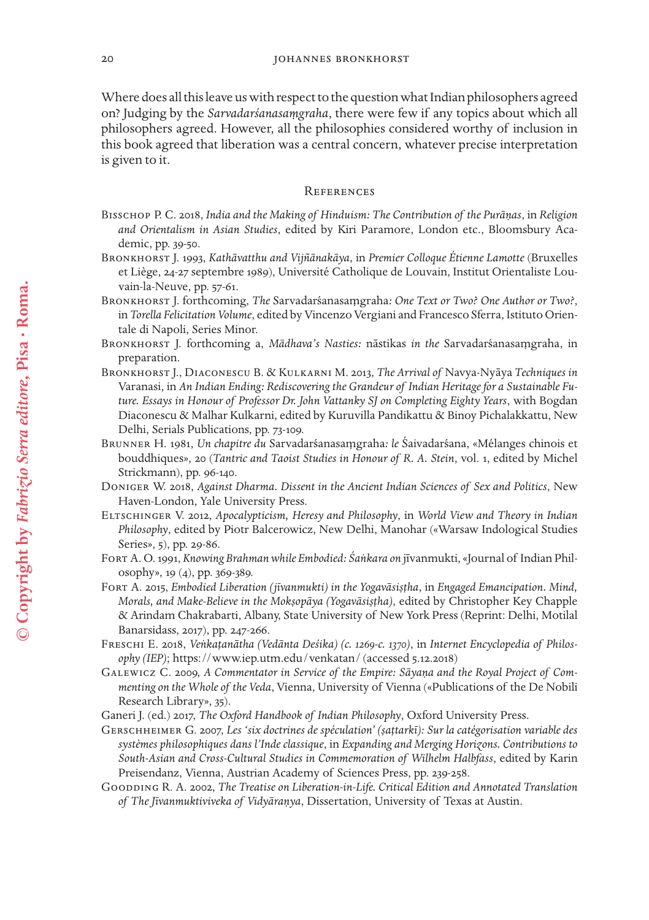Where does all this leave us with respect to the question what Indian philosophers agreed on? Judging by the *Sarvadarśanasaṃgraha*, there were few if any topics about which all philosophers agreed. However, all the philosophies considered worthy of inclusion in this book agreed that liberation was a central concern, whatever precise interpretation is given to it.

## References

Bisschop P. C. 2018, *India and the Making of Hinduism: The Contribution of the Purāṇas*, in *Religion and Orientalism in Asian Studies*, edited by Kiri Paramore, London etc., Bloomsbury Academic, pp. 39-50.

Bronkhorst J. 1993, *Kathāvatthu and Vijñānakāya*, in *Premier Colloque Étienne Lamotte* (Bruxelles et Liège, 24-27 septembre 1989), Université Catholique de Louvain, Institut Orientaliste Louvain-la-Neuve, pp. 57-61.

Bronkhorst J. forthcoming, *The* Sarvadarśanasaṃgraha*: One Text or Two? One Author or Two?*, in *Torella Felicitation Volume*, edited by Vincenzo Vergiani and Francesco Sferra, Istituto Orientale di Napoli, Series Minor.

Bronkhorst J. forthcoming a, *Mādhava's Nasties:* nāstikas *in the* Sarvadarśanasaṃgraha, in preparation.

Bronkhorst J., Diaconescu B. & Kulkarni M. 2013, *The Arrival of* Navya-Nyāya *Techniques in* Varanasi, in *An Indian Ending: Rediscovering the Grandeur of Indian Heritage for a Sustainable Future. Essays in Honour of Professor Dr. John Vattanky SJ on Completing Eighty Years*, with Bogdan Diaconescu & Malhar Kulkarni, edited by Kuruvilla Pandikattu & Binoy Pichalakkattu, New Delhi, Serials Publications, pp. 73-109.

Brunner H. 1981, *Un chapitre du* Sarvadarśanasaṃgraha*: le* Śaivadarśana, «Mélanges chinois et bouddhiques», 20 (*Tantric and Taoist Studies in Honour of R. A. Stein*, vol. 1, edited by Michel Strickmann), pp. 96-140.

Doniger W. 2018, *Against Dharma. Dissent in the Ancient Indian Sciences of Sex and Politics*, New Haven-London, Yale University Press.

Eltschinger V. 2012, *Apocalypticism, Heresy and Philosophy*, in *World View and Theory in Indian Philosophy*, edited by Piotr Balcerowicz, New Delhi, Manohar («Warsaw Indological Studies Series», 5), pp. 29-86.

Fort A. O. 1991, *Knowing Brahman while Embodied: Śaṅkara on* jīvanmukti, «Journal of Indian Philosophy», 19 (4), pp. 369-389.

Fort A. 2015, *Embodied Liberation (jīvanmukti) in the Yogavāsiṣṭha*, in *Engaged Emancipation. Mind, Morals, and Make-Believe in the Mokṣopāya (Yogavāsiṣṭha)*, edited by Christopher Key Chapple & Arindam Chakrabarti, Albany, State University of New York Press (Reprint: Delhi, Motilal Banarsidass, 2017), pp. 247-266.

Freschi E. 2018, *Veṅkaṭanātha (Vedānta Deśika) (c. 1269-c. 1370)*, in *Internet Encyclopedia of Philosophy (IEP)*; https://www.iep.utm.edu/venkatan/ (accessed 5.12.2018)

Galewicz C. 2009, *A Commentator in Service of the Empire: Sāyaṇa and the Royal Project of Commenting on the Whole of the Veda*, Vienna, University of Vienna («Publications of the De Nobili Research Library», 35).

Ganeri J. (ed.) 2017, *The Oxford Handbook of Indian Philosophy*, Oxford University Press.

Gerschheimer G. 2007, *Les 'six doctrines de spéculation' (ṣaṭtarkī): Sur la catégorisation variable des systèmes philosophiques dans l'Inde classique*, in *Expanding and Merging Horizons. Contributions to South-Asian and Cross-Cultural Studies in Commemoration of Wilhelm Halbfass*, edited by Karin Preisendanz, Vienna, Austrian Academy of Sciences Press, pp. 239-258.

Goodding R. A. 2002, *The Treatise on Liberation-in-Life. Critical Edition and Annotated Translation of The Jīvanmuktiviveka of Vidyāraṇya*, Dissertation, University of Texas at Austin.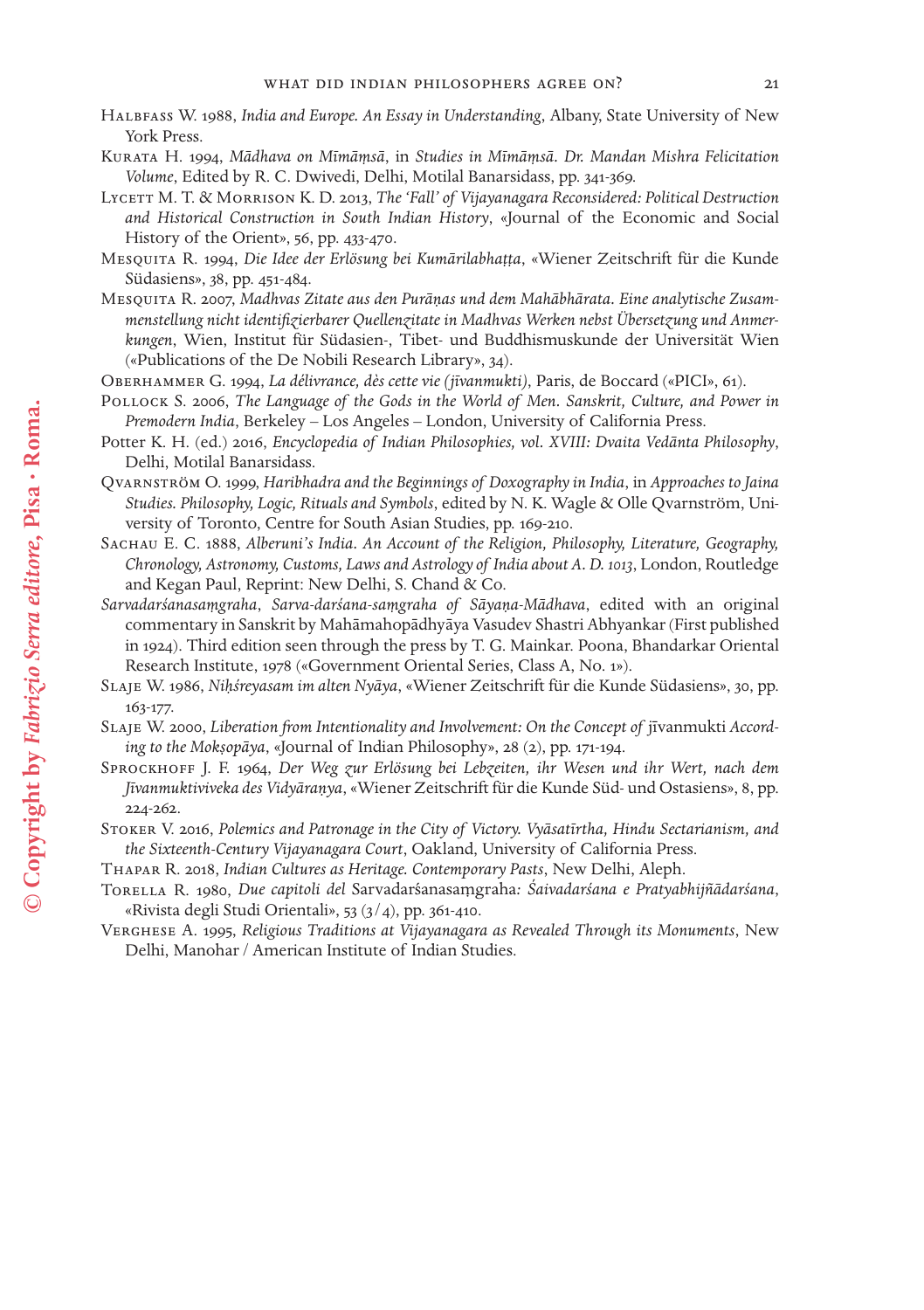Halbfass W. 1988, *India and Europe. An Essay in Understanding*, Albany, State University of New York Press.

Kurata H. 1994, *Mādhava on Mīmāṃsā*, in *Studies in Mīmāṃsā. Dr. Mandan Mishra Felicitation Volume*, Edited by R. C. Dwivedi, Delhi, Motilal Banarsidass, pp. 341-369.

Lycett M. T. & Morrison K. D. 2013, *The 'Fall' of Vijayanagara Reconsidered: Political Destruction and Historical Construction in South Indian History*, «Journal of the Economic and Social History of the Orient», 56, pp. 433-470.

Mesquita R. 1994, *Die Idee der Erlösung bei Kumārilabhaṭṭa*, «Wiener Zeitschrift für die Kunde Südasiens», 38, pp. 451-484.

Mesquita R. 2007, *Madhvas Zitate aus den Purāṇas und dem Mahābhārata. Eine analytische Zusammenstellung nicht identifizierbarer Quellenzitate in Madhvas Werken nebst Übersetzung und Anmerkungen*, Wien, Institut für Südasien-, Tibet- und Buddhismuskunde der Universität Wien («Publications of the De Nobili Research Library», 34).

Oberhammer G. 1994, *La délivrance, dès cette vie (jīvanmukti)*, Paris, de Boccard («PICI», 61).

Pollock S. 2006, *The Language of the Gods in the World of Men. Sanskrit, Culture, and Power in Premodern India*, Berkeley – Los Angeles – London, University of California Press.

Potter K. H. (ed.) 2016, *Encyclopedia of Indian Philosophies, vol. XVIII: Dvaita Vedānta Philosophy*, Delhi, Motilal Banarsidass.

Qvarnström O. 1999, *Haribhadra and the Beginnings of Doxography in India*, in *Approaches to Jaina Studies. Philosophy, Logic, Rituals and Symbols*, edited by N. K. Wagle & Olle Qvarnström, University of Toronto, Centre for South Asian Studies, pp. 169-210.

Sachau E. C. 1888, *Alberuni's India. An Account of the Religion, Philosophy, Literature, Geography, Chronology, Astronomy, Customs, Laws and Astrology of India about A. D. 1013*, London, Routledge and Kegan Paul, Reprint: New Delhi, S. Chand & Co.

*Sarvadarśanasaṃgraha*, *Sarva-darśana-saṃgraha of Sāyaṇa-Mādhava*, edited with an original commentary in Sanskrit by Mahāmahopādhyāya Vasudev Shastri Abhyankar (First published in 1924). Third edition seen through the press by T. G. Mainkar. Poona, Bhandarkar Oriental Research Institute, 1978 («Government Oriental Series, Class A, No. 1»).

Slaje W. 1986, *Niḥśreyasam im alten Nyāya*, «Wiener Zeitschrift für die Kunde Südasiens», 30, pp. 163-177.

Slaje W. 2000, *Liberation from Intentionality and Involvement: On the Concept of* jīvanmukti *According to the Mokṣopāya*, «Journal of Indian Philosophy», 28 (2), pp. 171-194.

Sprockhoff J. F. 1964, *Der Weg zur Erlösung bei Lebzeiten, ihr Wesen und ihr Wert, nach dem Jīvanmuktiviveka des Vidyāraṇya*, «Wiener Zeitschrift für die Kunde Süd- und Ostasiens», 8, pp. 224-262.

Stoker V. 2016, *Polemics and Patronage in the City of Victory. Vyāsatīrtha, Hindu Sectarianism, and the Sixteenth-Century Vijayanagara Court*, Oakland, University of California Press.

Thapar R. 2018, *Indian Cultures as Heritage. Contemporary Pasts*, New Delhi, Aleph.

Torella R. 1980, *Due capitoli del* Sarvadarśanasaṃgraha*: Śaivadarśana e Pratyabhijñādarśana*, «Rivista degli Studi Orientali», 53 (3/4), pp. 361-410.

Verghese A. 1995, *Religious Traditions at Vijayanagara as Revealed Through its Monuments*, New Delhi, Manohar / American Institute of Indian Studies.